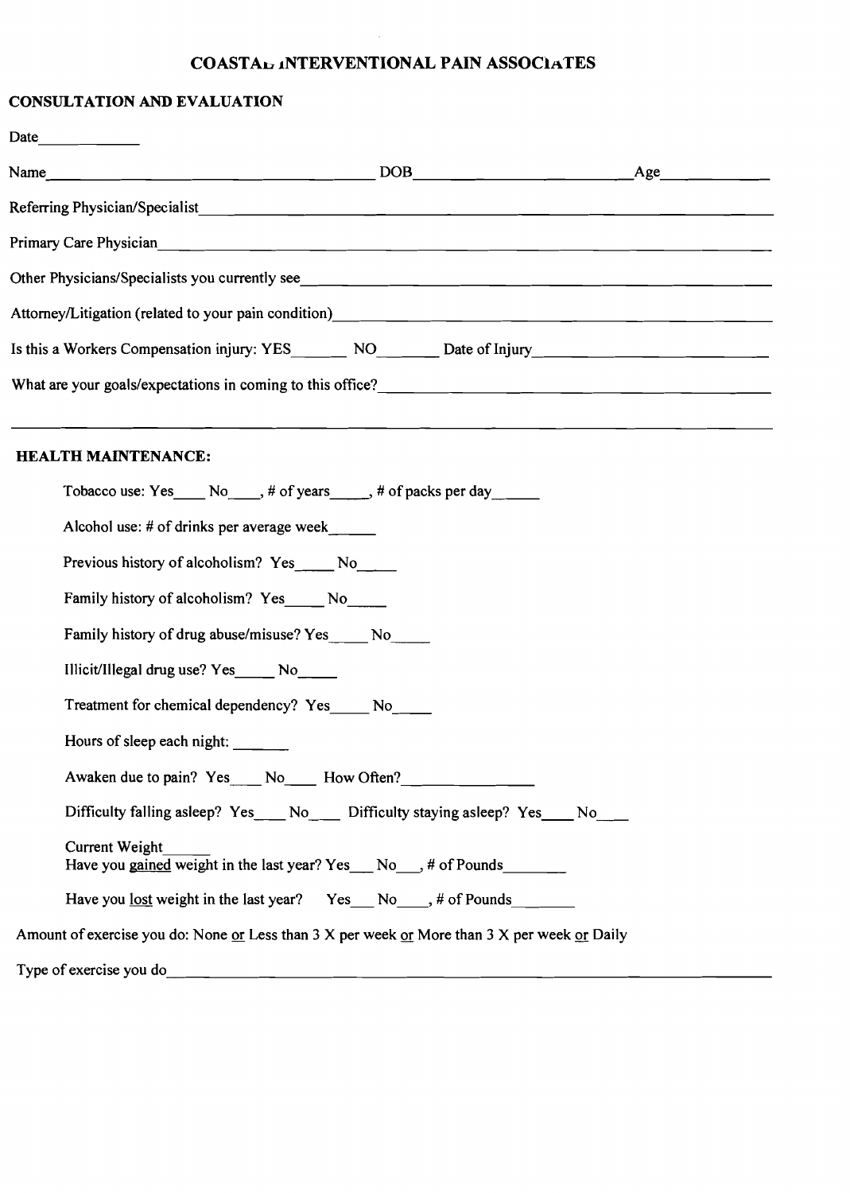# COASTAL INTERVENTIONAL PAIN ASSOCIATES

## CONSULTATION AND EVALUATION

Date____________

Name______________________________________ DOB________________________ Age____________

Referring Physician/Specialist______________________________________________________________

Primary Care Physician____________________________________________________________________

Other Physicians/Specialists you currently see______________________________________________

Attorney/Litigation (related to your pain condition)____________________________________________

Is this a Workers Compensation injury: YES_______ NO_______ Date of Injury___________________________

What are your goals/expectations in coming to this office?______________________________________

______________________________________________________________________________________

## HEALTH MAINTENANCE:

Tobacco use: Yes____ No____, # of years_____, # of packs per day_____

Alcohol use: # of drinks per average week_____

Previous history of alcoholism? Yes____ No____

Family history of alcoholism? Yes_____ No_____

Family history of drug abuse/misuse? Yes_____ No_____

Illicit/Illegal drug use? Yes_____ No_____

Treatment for chemical dependency? Yes_____ No_____

Hours of sleep each night: _______

Awaken due to pain? Yes____ No____ How Often?_______________

Difficulty falling asleep? Yes____ No____ Difficulty staying asleep? Yes____ No____

Current Weight______
Have you <u>gained</u> weight in the last year? Yes___ No___, # of Pounds________

Have you <u>lost</u> weight in the last year? Yes___ No____, # of Pounds________

Amount of exercise you do: None <u>or</u> Less than 3 X per week <u>or</u> More than 3 X per week <u>or</u> Daily

Type of exercise you do___________________________________________________________________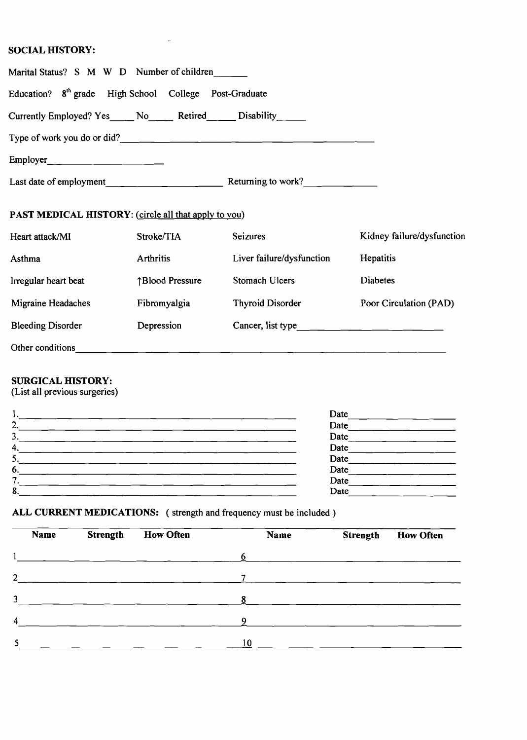## SOCIAL HISTORY:

Marital Status? S M W D Number of children\_\_\_\_\_\_

Education? 8th grade High School College Post-Graduate

Currently Employed? Yes\_\_\_\_\_ No\_\_\_\_\_ Retired\_\_\_\_\_\_ Disability\_\_\_\_\_\_

Type of work you do or did?\_\_\_\_\_\_\_\_\_\_\_\_\_\_\_\_\_\_\_\_\_\_\_\_\_\_\_\_\_\_\_\_\_\_\_\_\_\_\_\_\_\_\_\_\_\_\_\_

Employer\_\_\_\_\_\_\_\_\_\_\_\_\_\_\_\_\_\_\_\_\_\_\_\_

Last date of employment\_\_\_\_\_\_\_\_\_\_\_\_\_\_\_\_\_\_\_\_\_\_\_\_ Returning to work?\_\_\_\_\_\_\_\_\_\_\_\_\_\_\_

## PAST MEDICAL HISTORY: (circle all that apply to you)

| | | | |
|---|---|---|---|
| Heart attack/MI | Stroke/TIA | Seizures | Kidney failure/dysfunction |
| Asthma | Arthritis | Liver failure/dysfunction | Hepatitis |
| Irregular heart beat | ↑Blood Pressure | Stomach Ulcers | Diabetes |
| Migraine Headaches | Fibromyalgia | Thyroid Disorder | Poor Circulation (PAD) |
| Bleeding Disorder | Depression | Cancer, list type\_\_\_\_\_\_\_\_\_\_\_\_\_\_\_\_\_\_\_\_ | |

Other conditions\_\_\_\_\_\_\_\_\_\_\_\_\_\_\_\_\_\_\_\_\_\_\_\_\_\_\_\_\_\_\_\_\_\_\_\_\_\_\_\_\_\_\_\_\_\_\_\_\_\_\_\_\_\_\_\_\_\_\_\_\_\_

## SURGICAL HISTORY:

(List all previous surgeries)

1.\_\_\_\_\_\_\_\_\_\_\_\_\_\_\_\_\_\_\_\_\_\_\_\_\_\_\_\_\_\_\_\_\_\_\_\_\_\_\_\_\_\_\_\_\_\_ Date\_\_\_\_\_\_\_\_\_\_\_\_\_\_\_\_\_\_\_\_
2.\_\_\_\_\_\_\_\_\_\_\_\_\_\_\_\_\_\_\_\_\_\_\_\_\_\_\_\_\_\_\_\_\_\_\_\_\_\_\_\_\_\_\_\_\_\_ Date\_\_\_\_\_\_\_\_\_\_\_\_\_\_\_\_\_\_\_\_
3.\_\_\_\_\_\_\_\_\_\_\_\_\_\_\_\_\_\_\_\_\_\_\_\_\_\_\_\_\_\_\_\_\_\_\_\_\_\_\_\_\_\_\_\_\_\_ Date\_\_\_\_\_\_\_\_\_\_\_\_\_\_\_\_\_\_\_\_
4.\_\_\_\_\_\_\_\_\_\_\_\_\_\_\_\_\_\_\_\_\_\_\_\_\_\_\_\_\_\_\_\_\_\_\_\_\_\_\_\_\_\_\_\_\_\_ Date\_\_\_\_\_\_\_\_\_\_\_\_\_\_\_\_\_\_\_\_
5.\_\_\_\_\_\_\_\_\_\_\_\_\_\_\_\_\_\_\_\_\_\_\_\_\_\_\_\_\_\_\_\_\_\_\_\_\_\_\_\_\_\_\_\_\_\_ Date\_\_\_\_\_\_\_\_\_\_\_\_\_\_\_\_\_\_\_\_
6.\_\_\_\_\_\_\_\_\_\_\_\_\_\_\_\_\_\_\_\_\_\_\_\_\_\_\_\_\_\_\_\_\_\_\_\_\_\_\_\_\_\_\_\_\_\_ Date\_\_\_\_\_\_\_\_\_\_\_\_\_\_\_\_\_\_\_\_
7.\_\_\_\_\_\_\_\_\_\_\_\_\_\_\_\_\_\_\_\_\_\_\_\_\_\_\_\_\_\_\_\_\_\_\_\_\_\_\_\_\_\_\_\_\_\_ Date\_\_\_\_\_\_\_\_\_\_\_\_\_\_\_\_\_\_\_\_
8.\_\_\_\_\_\_\_\_\_\_\_\_\_\_\_\_\_\_\_\_\_\_\_\_\_\_\_\_\_\_\_\_\_\_\_\_\_\_\_\_\_\_\_\_\_\_ Date\_\_\_\_\_\_\_\_\_\_\_\_\_\_\_\_\_\_\_\_

## ALL CURRENT MEDICATIONS: ( strength and frequency must be included )

| | Name | Strength | How Often | | Name | Strength | How Often |
|---|---|---|---|---|---|---|---|
| 1 | | | | 6 | | | |
| 2 | | | | 7 | | | |
| 3 | | | | 8 | | | |
| 4 | | | | 9 | | | |
| 5 | | | | 10 | | | |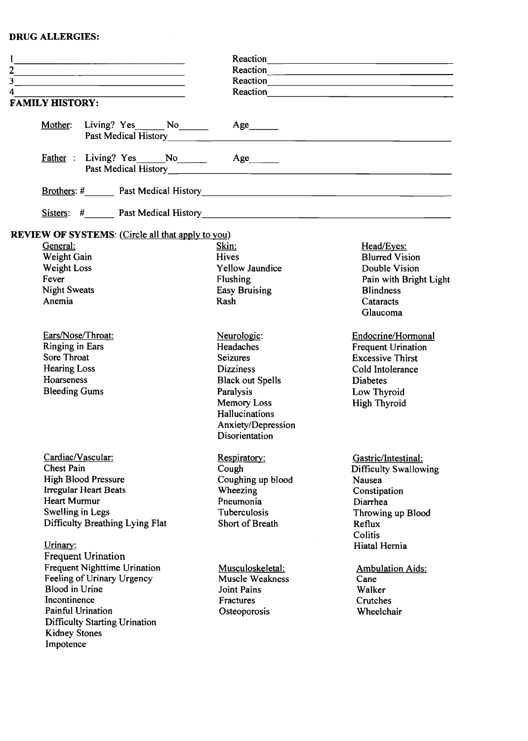**DRUG ALLERGIES:**

1 ______________________________ Reaction ______________________________
2 ______________________________ Reaction ______________________________
3 ______________________________ Reaction ______________________________
4 ______________________________ Reaction ______________________________

**FAMILY HISTORY:**

Mother: Living? Yes______ No______ Age______
Past Medical History______________________________

Father : Living? Yes______ No______ Age______
Past Medical History______________________________

Brothers: #______ Past Medical History______________________________

Sisters: #______ Past Medical History______________________________

**REVIEW OF SYSTEMS**: (Circle all that apply to you)

General:
- Weight Gain
- Weight Loss
- Fever
- Night Sweats
- Anemia

Skin:
- Hives
- Yellow Jaundice
- Flushing
- Easy Bruising
- Rash

Head/Eyes:
- Blurred Vision
- Double Vision
- Pain with Bright Light
- Blindness
- Cataracts
- Glaucoma

Ears/Nose/Throat:
- Ringing in Ears
- Sore Throat
- Hearing Loss
- Hoarseness
- Bleeding Gums

Neurologic:
- Headaches
- Seizures
- Dizziness
- Black out Spells
- Paralysis
- Memory Loss
- Hallucinations
- Anxiety/Depression
- Disorientation

Endocrine/Hormonal
- Frequent Urination
- Excessive Thirst
- Cold Intolerance
- Diabetes
- Low Thyroid
- High Thyroid

Cardiac/Vascular:
- Chest Pain
- High Blood Pressure
- Irregular Heart Beats
- Heart Murmur
- Swelling in Legs
- Difficulty Breathing Lying Flat

Respiratory:
- Cough
- Coughing up blood
- Wheezing
- Pneumonia
- Tuberculosis
- Short of Breath

Gastric/Intestinal:
- Difficulty Swallowing
- Nausea
- Constipation
- Diarrhea
- Throwing up Blood
- Reflux
- Colitis
- Hiatal Hernia

Urinary:
- Frequent Urination
- Frequent Nighttime Urination
- Feeling of Urinary Urgency
- Blood in Urine
- Incontinence
- Painful Urination
- Difficulty Starting Urination
- Kidney Stones
- Impotence

Musculoskeletal:
- Muscle Weakness
- Joint Pains
- Fractures
- Osteoporosis

Ambulation Aids:
- Cane
- Walker
- Crutches
- Wheelchair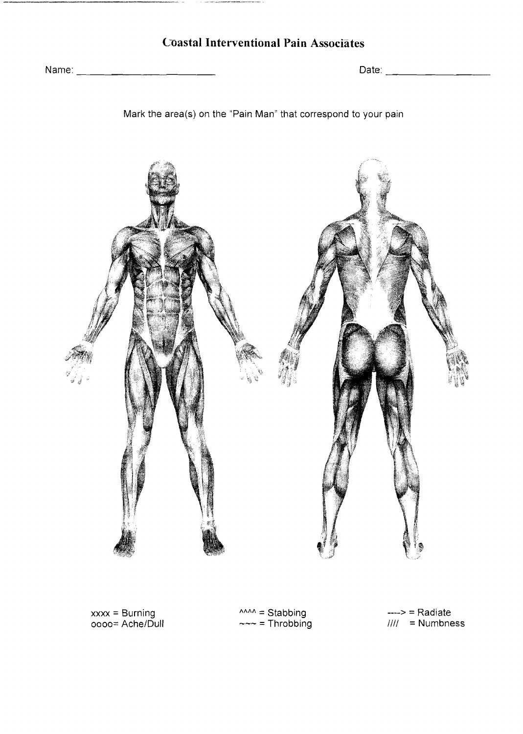# Coastal Interventional Pain Associates

Name: ______________________ Date: __________________

Mark the area(s) on the "Pain Man" that correspond to your pain

xxxx = Burning
oooo= Ache/Dull

^^^^ = Stabbing
~~~ = Throbbing

----> = Radiate
//// = Numbness